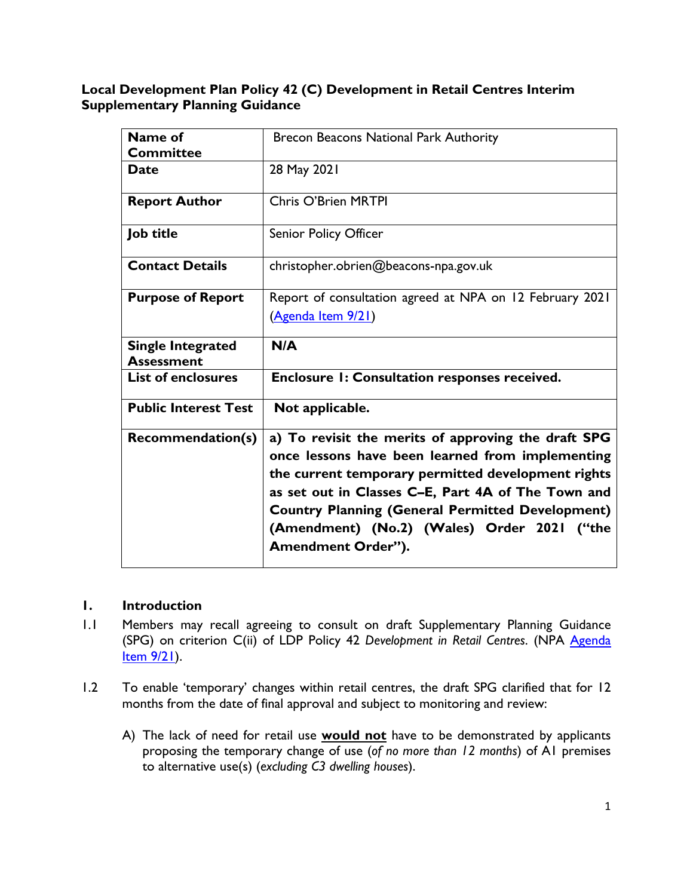**Local Development Plan Policy 42 (C) Development in Retail Centres Interim Supplementary Planning Guidance**

| **Name of Committee** | Brecon Beacons National Park Authority |
|---|---|
| **Date** | 28 May 2021 |
| **Report Author** | Chris O'Brien MRTPI |
| **Job title** | Senior Policy Officer |
| **Contact Details** | christopher.obrien@beacons-npa.gov.uk |
| **Purpose of Report** | Report of consultation agreed at NPA on 12 February 2021 ([Agenda Item 9/21]) |
| **Single Integrated Assessment** | **N/A** |
| **List of enclosures** | **Enclosure 1: Consultation responses received.** |
| **Public Interest Test** | **Not applicable.** |
| **Recommendation(s)** | **a) To revisit the merits of approving the draft SPG once lessons have been learned from implementing the current temporary permitted development rights as set out in Classes C–E, Part 4A of The Town and Country Planning (General Permitted Development) (Amendment) (No.2) (Wales) Order 2021 ("the Amendment Order").** |

## 1. Introduction

1.1 Members may recall agreeing to consult on draft Supplementary Planning Guidance (SPG) on criterion C(ii) of LDP Policy 42 *Development in Retail Centres*. (NPA [Agenda Item 9/21]).

1.2 To enable 'temporary' changes within retail centres, the draft SPG clarified that for 12 months from the date of final approval and subject to monitoring and review:

A) The lack of need for retail use **would not** have to be demonstrated by applicants proposing the temporary change of use (*of no more than 12 months*) of A1 premises to alternative use(s) (*excluding C3 dwelling houses*).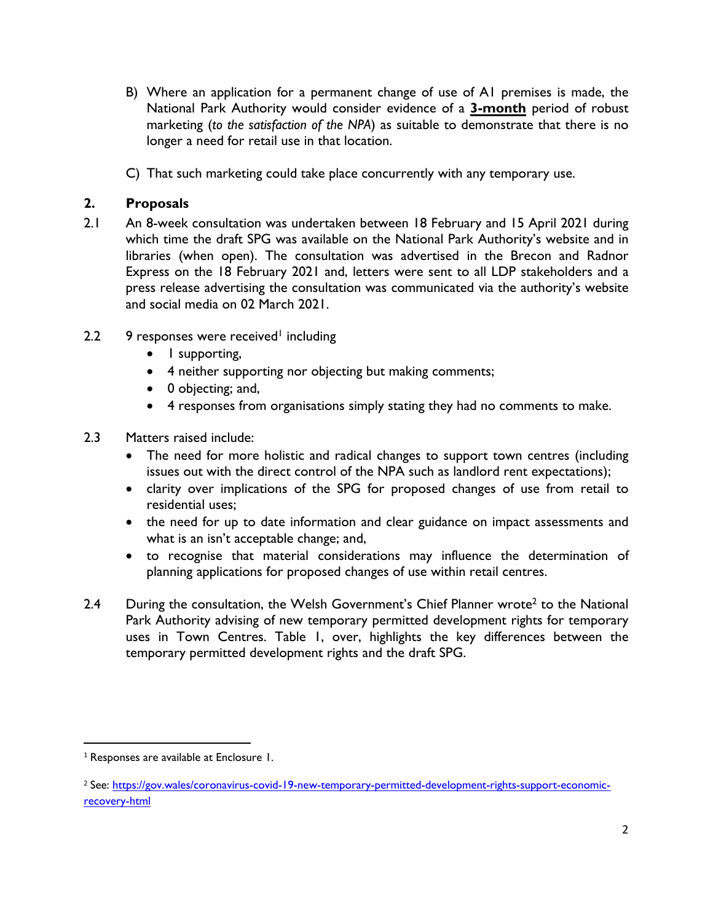B) Where an application for a permanent change of use of A1 premises is made, the National Park Authority would consider evidence of a **3-month** period of robust marketing (*to the satisfaction of the NPA*) as suitable to demonstrate that there is no longer a need for retail use in that location.

C) That such marketing could take place concurrently with any temporary use.

## 2. Proposals

2.1 An 8-week consultation was undertaken between 18 February and 15 April 2021 during which time the draft SPG was available on the National Park Authority's website and in libraries (when open). The consultation was advertised in the Brecon and Radnor Express on the 18 February 2021 and, letters were sent to all LDP stakeholders and a press release advertising the consultation was communicated via the authority's website and social media on 02 March 2021.

2.2 9 responses were received[1] including

- 1 supporting,
- 4 neither supporting nor objecting but making comments;
- 0 objecting; and,
- 4 responses from organisations simply stating they had no comments to make.

2.3 Matters raised include:

- The need for more holistic and radical changes to support town centres (including issues out with the direct control of the NPA such as landlord rent expectations);
- clarity over implications of the SPG for proposed changes of use from retail to residential uses;
- the need for up to date information and clear guidance on impact assessments and what is an isn't acceptable change; and,
- to recognise that material considerations may influence the determination of planning applications for proposed changes of use within retail centres.

2.4 During the consultation, the Welsh Government's Chief Planner wrote[2] to the National Park Authority advising of new temporary permitted development rights for temporary uses in Town Centres. Table 1, over, highlights the key differences between the temporary permitted development rights and the draft SPG.

---

[1] Responses are available at Enclosure 1.

[2] See: https://gov.wales/coronavirus-covid-19-new-temporary-permitted-development-rights-support-economic-recovery-html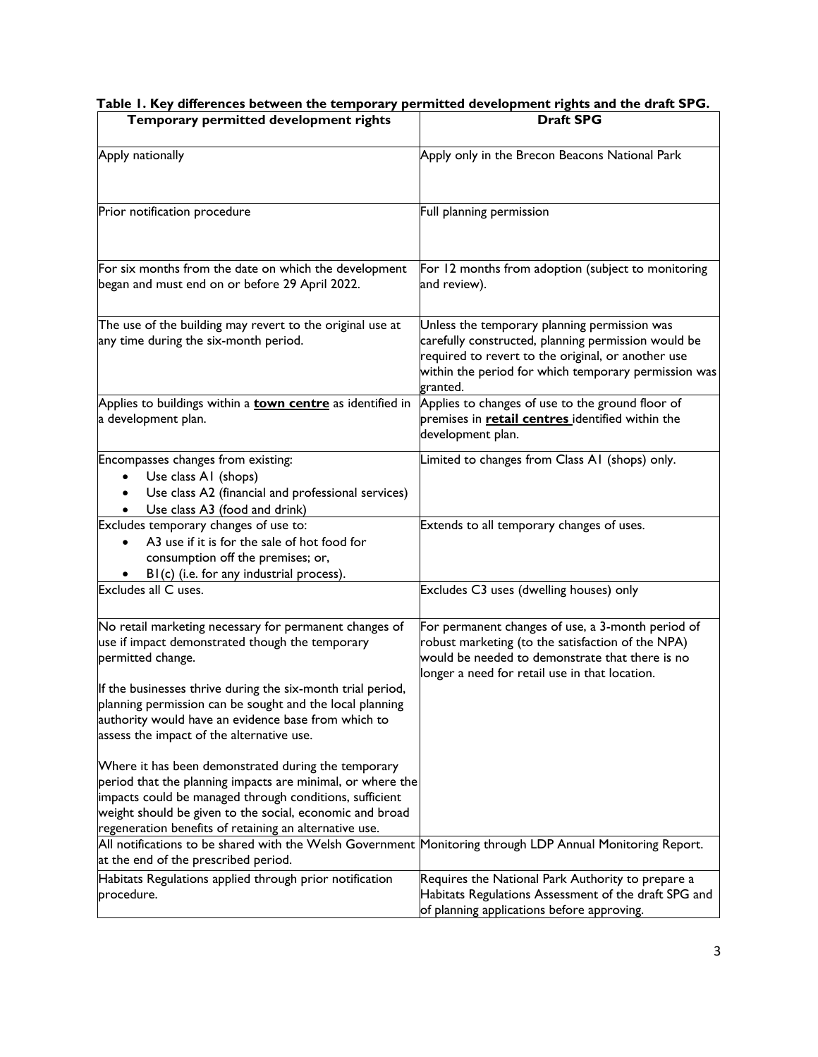**Table 1. Key differences between the temporary permitted development rights and the draft SPG.**

| Temporary permitted development rights | Draft SPG |
|---|---|
| Apply nationally | Apply only in the Brecon Beacons National Park |
| Prior notification procedure | Full planning permission |
| For six months from the date on which the development began and must end on or before 29 April 2022. | For 12 months from adoption (subject to monitoring and review). |
| The use of the building may revert to the original use at any time during the six-month period. | Unless the temporary planning permission was carefully constructed, planning permission would be required to revert to the original, or another use within the period for which temporary permission was granted. |
| Applies to buildings within a **<u>town centre</u>** as identified in a development plan. | Applies to changes of use to the ground floor of premises in **<u>retail centres</u>** identified within the development plan. |
| Encompasses changes from existing:<br>• Use class A1 (shops)<br>• Use class A2 (financial and professional services)<br>• Use class A3 (food and drink) | Limited to changes from Class A1 (shops) only. |
| Excludes temporary changes of use to:<br>• A3 use if it is for the sale of hot food for consumption off the premises; or,<br>• B1(c) (i.e. for any industrial process). | Extends to all temporary changes of uses. |
| Excludes all C uses. | Excludes C3 uses (dwelling houses) only |
| No retail marketing necessary for permanent changes of use if impact demonstrated though the temporary permitted change.<br><br>If the businesses thrive during the six-month trial period, planning permission can be sought and the local planning authority would have an evidence base from which to assess the impact of the alternative use.<br><br>Where it has been demonstrated during the temporary period that the planning impacts are minimal, or where the impacts could be managed through conditions, sufficient weight should be given to the social, economic and broad regeneration benefits of retaining an alternative use. | For permanent changes of use, a 3-month period of robust marketing (to the satisfaction of the NPA) would be needed to demonstrate that there is no longer a need for retail use in that location. |
| All notifications to be shared with the Welsh Government at the end of the prescribed period. | Monitoring through LDP Annual Monitoring Report. |
| Habitats Regulations applied through prior notification procedure. | Requires the National Park Authority to prepare a Habitats Regulations Assessment of the draft SPG and of planning applications before approving. |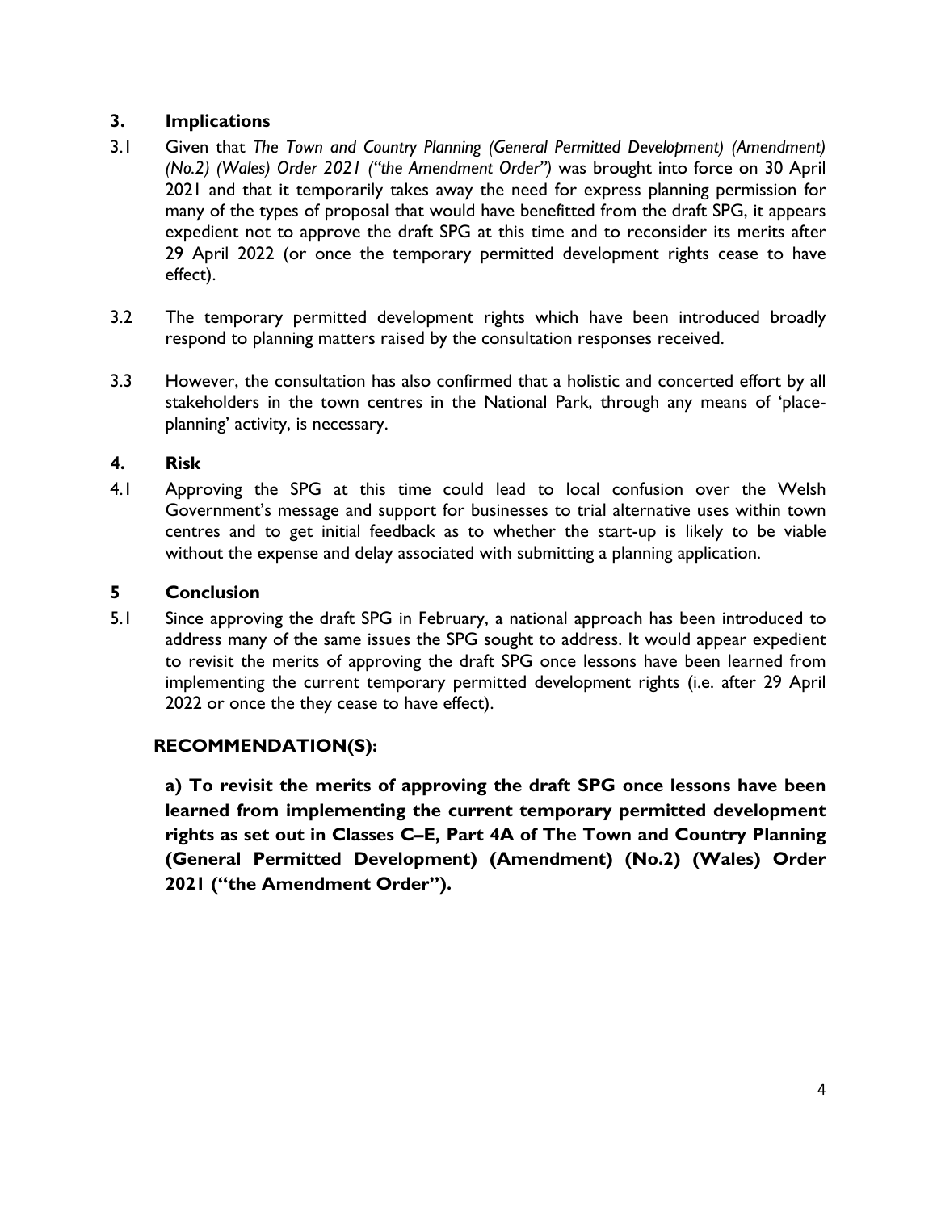## 3. Implications

3.1 Given that *The Town and Country Planning (General Permitted Development) (Amendment) (No.2) (Wales) Order 2021 ("the Amendment Order")* was brought into force on 30 April 2021 and that it temporarily takes away the need for express planning permission for many of the types of proposal that would have benefitted from the draft SPG, it appears expedient not to approve the draft SPG at this time and to reconsider its merits after 29 April 2022 (or once the temporary permitted development rights cease to have effect).

3.2 The temporary permitted development rights which have been introduced broadly respond to planning matters raised by the consultation responses received.

3.3 However, the consultation has also confirmed that a holistic and concerted effort by all stakeholders in the town centres in the National Park, through any means of 'place-planning' activity, is necessary.

## 4. Risk

4.1 Approving the SPG at this time could lead to local confusion over the Welsh Government's message and support for businesses to trial alternative uses within town centres and to get initial feedback as to whether the start-up is likely to be viable without the expense and delay associated with submitting a planning application.

## 5 Conclusion

5.1 Since approving the draft SPG in February, a national approach has been introduced to address many of the same issues the SPG sought to address. It would appear expedient to revisit the merits of approving the draft SPG once lessons have been learned from implementing the current temporary permitted development rights (i.e. after 29 April 2022 or once the they cease to have effect).

**RECOMMENDATION(S):**

**a) To revisit the merits of approving the draft SPG once lessons have been learned from implementing the current temporary permitted development rights as set out in Classes C–E, Part 4A of The Town and Country Planning (General Permitted Development) (Amendment) (No.2) (Wales) Order 2021 ("the Amendment Order").**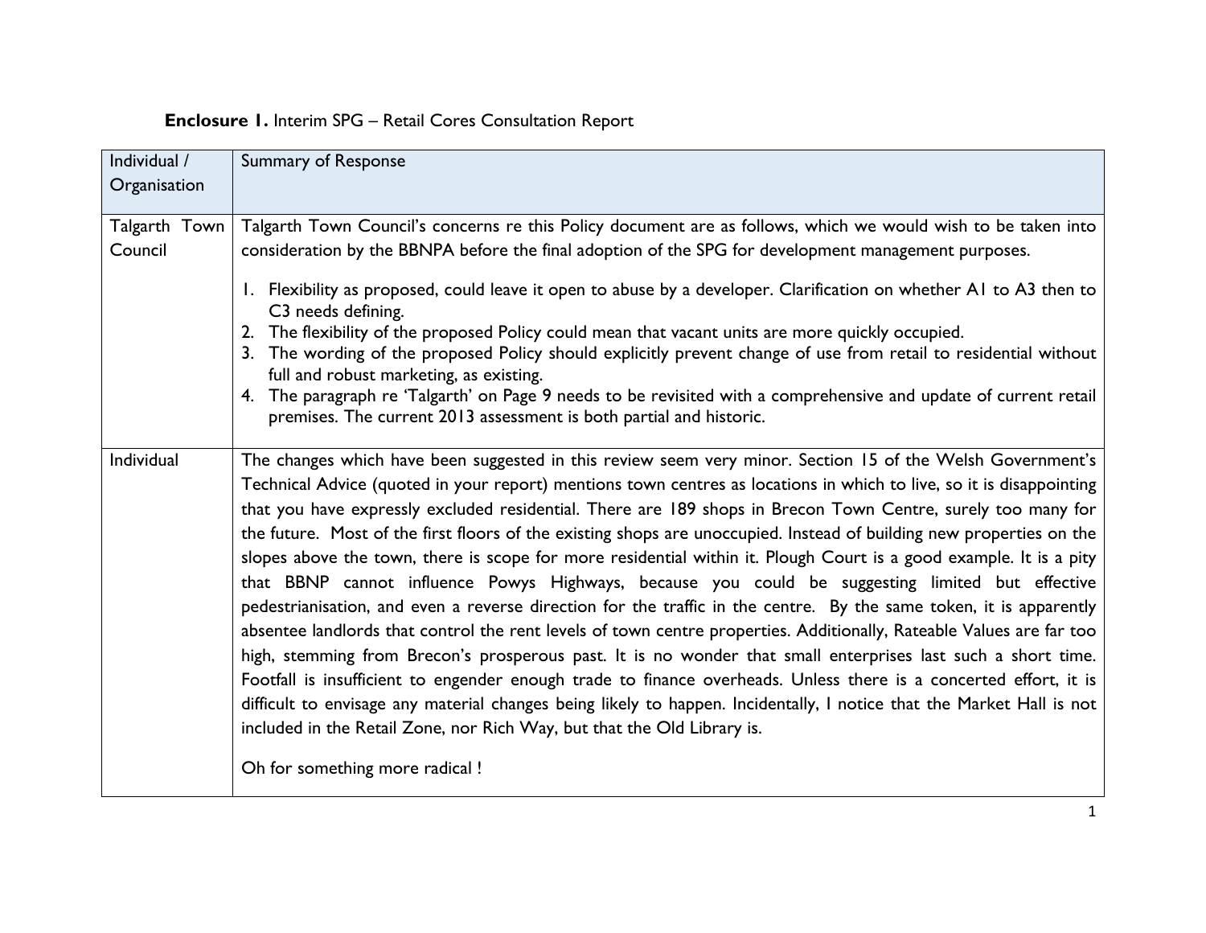**Enclosure 1.** Interim SPG – Retail Cores Consultation Report

| Individual / Organisation | Summary of Response |
| --- | --- |
| Talgarth Town Council | Talgarth Town Council's concerns re this Policy document are as follows, which we would wish to be taken into consideration by the BBNPA before the final adoption of the SPG for development management purposes.<br><br>1. Flexibility as proposed, could leave it open to abuse by a developer. Clarification on whether A1 to A3 then to C3 needs defining.<br>2. The flexibility of the proposed Policy could mean that vacant units are more quickly occupied.<br>3. The wording of the proposed Policy should explicitly prevent change of use from retail to residential without full and robust marketing, as existing.<br>4. The paragraph re 'Talgarth' on Page 9 needs to be revisited with a comprehensive and update of current retail premises. The current 2013 assessment is both partial and historic. |
| Individual | The changes which have been suggested in this review seem very minor. Section 15 of the Welsh Government's Technical Advice (quoted in your report) mentions town centres as locations in which to live, so it is disappointing that you have expressly excluded residential. There are 189 shops in Brecon Town Centre, surely too many for the future. Most of the first floors of the existing shops are unoccupied. Instead of building new properties on the slopes above the town, there is scope for more residential within it. Plough Court is a good example. It is a pity that BBNP cannot influence Powys Highways, because you could be suggesting limited but effective pedestrianisation, and even a reverse direction for the traffic in the centre. By the same token, it is apparently absentee landlords that control the rent levels of town centre properties. Additionally, Rateable Values are far too high, stemming from Brecon's prosperous past. It is no wonder that small enterprises last such a short time. Footfall is insufficient to engender enough trade to finance overheads. Unless there is a concerted effort, it is difficult to envisage any material changes being likely to happen. Incidentally, I notice that the Market Hall is not included in the Retail Zone, nor Rich Way, but that the Old Library is.<br><br>Oh for something more radical ! |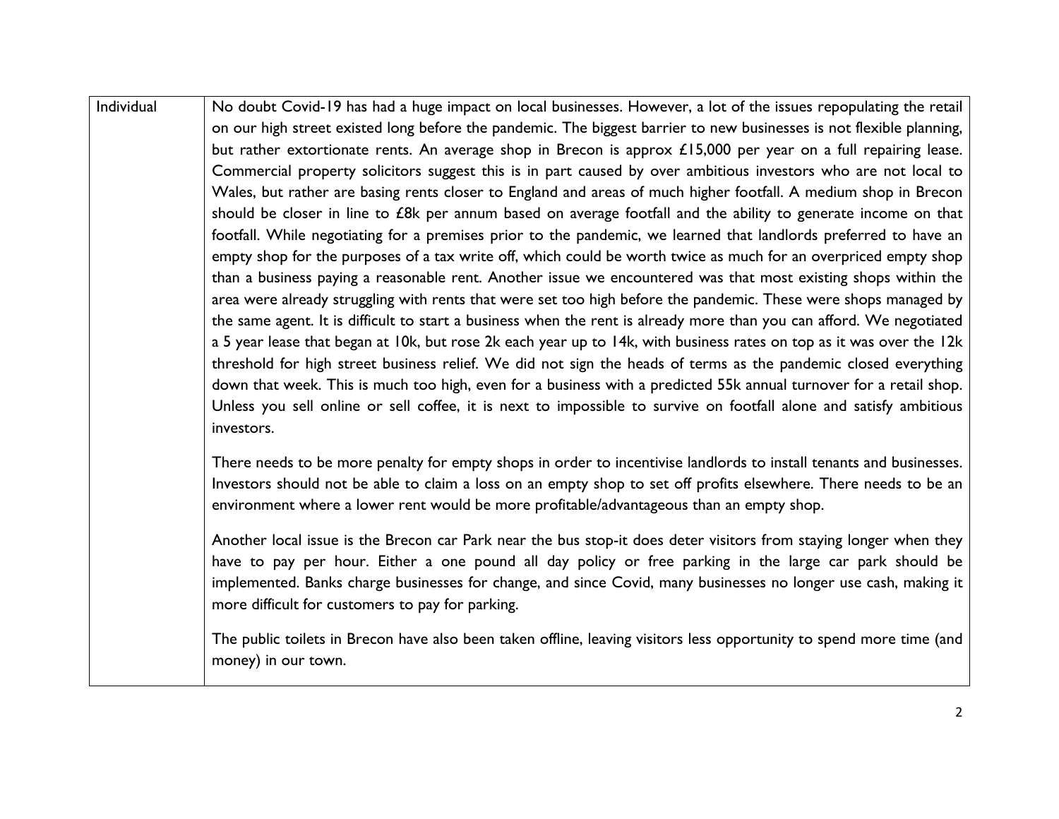| Individual | No doubt Covid-19 has had a huge impact on local businesses. However, a lot of the issues repopulating the retail on our high street existed long before the pandemic. The biggest barrier to new businesses is not flexible planning, but rather extortionate rents. An average shop in Brecon is approx £15,000 per year on a full repairing lease. Commercial property solicitors suggest this is in part caused by over ambitious investors who are not local to Wales, but rather are basing rents closer to England and areas of much higher footfall. A medium shop in Brecon should be closer in line to £8k per annum based on average footfall and the ability to generate income on that footfall. While negotiating for a premises prior to the pandemic, we learned that landlords preferred to have an empty shop for the purposes of a tax write off, which could be worth twice as much for an overpriced empty shop than a business paying a reasonable rent. Another issue we encountered was that most existing shops within the area were already struggling with rents that were set too high before the pandemic. These were shops managed by the same agent. It is difficult to start a business when the rent is already more than you can afford. We negotiated a 5 year lease that began at 10k, but rose 2k each year up to 14k, with business rates on top as it was over the 12k threshold for high street business relief. We did not sign the heads of terms as the pandemic closed everything down that week. This is much too high, even for a business with a predicted 55k annual turnover for a retail shop. Unless you sell online or sell coffee, it is next to impossible to survive on footfall alone and satisfy ambitious investors.<br><br>There needs to be more penalty for empty shops in order to incentivise landlords to install tenants and businesses. Investors should not be able to claim a loss on an empty shop to set off profits elsewhere. There needs to be an environment where a lower rent would be more profitable/advantageous than an empty shop.<br><br>Another local issue is the Brecon car Park near the bus stop-it does deter visitors from staying longer when they have to pay per hour. Either a one pound all day policy or free parking in the large car park should be implemented. Banks charge businesses for change, and since Covid, many businesses no longer use cash, making it more difficult for customers to pay for parking.<br><br>The public toilets in Brecon have also been taken offline, leaving visitors less opportunity to spend more time (and money) in our town. |
|---|---|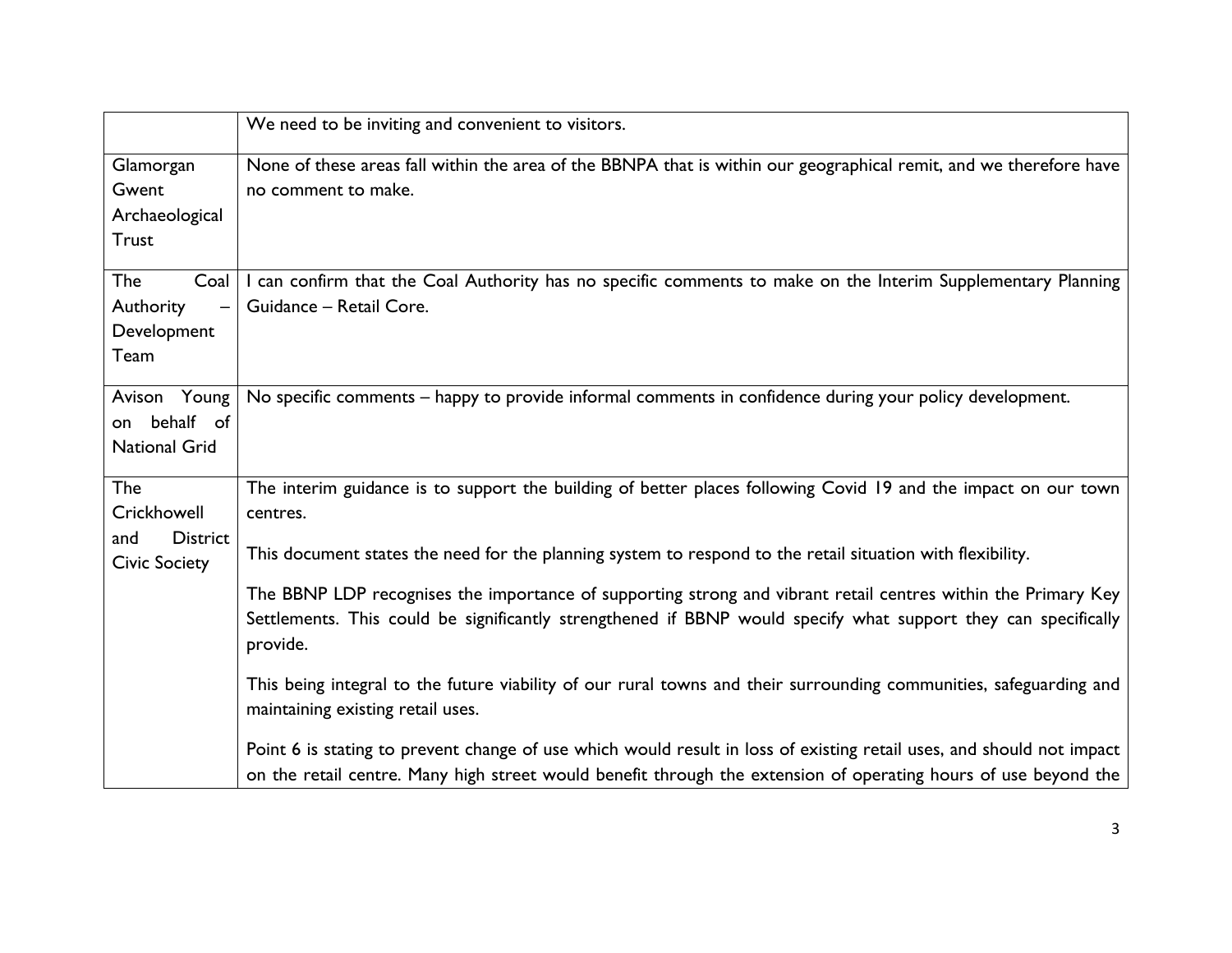|  |  |
| --- | --- |
|  | We need to be inviting and convenient to visitors. |
| Glamorgan Gwent Archaeological Trust | None of these areas fall within the area of the BBNPA that is within our geographical remit, and we therefore have no comment to make. |
| The Coal Authority – Development Team | I can confirm that the Coal Authority has no specific comments to make on the Interim Supplementary Planning Guidance – Retail Core. |
| Avison Young on behalf of National Grid | No specific comments – happy to provide informal comments in confidence during your policy development. |
| The Crickhowell and District Civic Society | The interim guidance is to support the building of better places following Covid 19 and the impact on our town centres.<br><br>This document states the need for the planning system to respond to the retail situation with flexibility.<br><br>The BBNP LDP recognises the importance of supporting strong and vibrant retail centres within the Primary Key Settlements. This could be significantly strengthened if BBNP would specify what support they can specifically provide.<br><br>This being integral to the future viability of our rural towns and their surrounding communities, safeguarding and maintaining existing retail uses.<br><br>Point 6 is stating to prevent change of use which would result in loss of existing retail uses, and should not impact on the retail centre. Many high street would benefit through the extension of operating hours of use beyond the |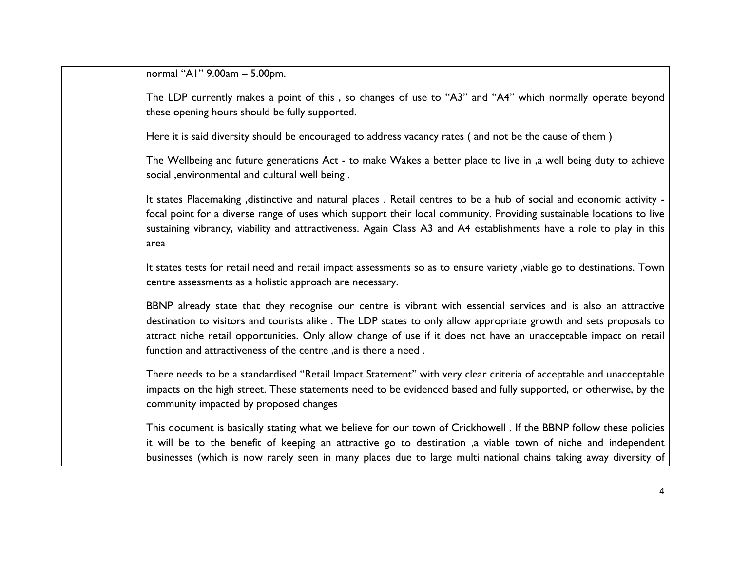|  | normal "A1" 9.00am – 5.00pm.<br><br>The LDP currently makes a point of this , so changes of use to "A3" and "A4" which normally operate beyond these opening hours should be fully supported.<br><br>Here it is said diversity should be encouraged to address vacancy rates ( and not be the cause of them )<br><br>The Wellbeing and future generations Act - to make Wakes a better place to live in ,a well being duty to achieve social ,environmental and cultural well being .<br><br>It states Placemaking ,distinctive and natural places . Retail centres to be a hub of social and economic activity - focal point for a diverse range of uses which support their local community. Providing sustainable locations to live sustaining vibrancy, viability and attractiveness. Again Class A3 and A4 establishments have a role to play in this area<br><br>It states tests for retail need and retail impact assessments so as to ensure variety ,viable go to destinations. Town centre assessments as a holistic approach are necessary.<br><br>BBNP already state that they recognise our centre is vibrant with essential services and is also an attractive destination to visitors and tourists alike . The LDP states to only allow appropriate growth and sets proposals to attract niche retail opportunities. Only allow change of use if it does not have an unacceptable impact on retail function and attractiveness of the centre ,and is there a need .<br><br>There needs to be a standardised "Retail Impact Statement" with very clear criteria of acceptable and unacceptable impacts on the high street. These statements need to be evidenced based and fully supported, or otherwise, by the community impacted by proposed changes<br><br>This document is basically stating what we believe for our town of Crickhowell . If the BBNP follow these policies it will be to the benefit of keeping an attractive go to destination ,a viable town of niche and independent businesses (which is now rarely seen in many places due to large multi national chains taking away diversity of |
|---|---|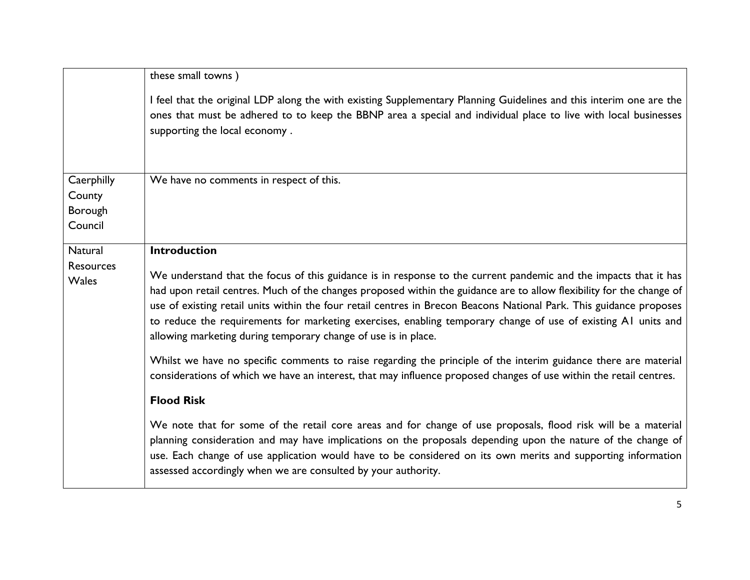| | |
|---|---|
| | these small towns )<br><br>I feel that the original LDP along the with existing Supplementary Planning Guidelines and this interim one are the ones that must be adhered to to keep the BBNP area a special and individual place to live with local businesses supporting the local economy . |
| Caerphilly County Borough Council | We have no comments in respect of this. |
| Natural Resources Wales | **Introduction**<br><br>We understand that the focus of this guidance is in response to the current pandemic and the impacts that it has had upon retail centres. Much of the changes proposed within the guidance are to allow flexibility for the change of use of existing retail units within the four retail centres in Brecon Beacons National Park. This guidance proposes to reduce the requirements for marketing exercises, enabling temporary change of use of existing A1 units and allowing marketing during temporary change of use is in place.<br><br>Whilst we have no specific comments to raise regarding the principle of the interim guidance there are material considerations of which we have an interest, that may influence proposed changes of use within the retail centres.<br><br>**Flood Risk**<br><br>We note that for some of the retail core areas and for change of use proposals, flood risk will be a material planning consideration and may have implications on the proposals depending upon the nature of the change of use. Each change of use application would have to be considered on its own merits and supporting information assessed accordingly when we are consulted by your authority. |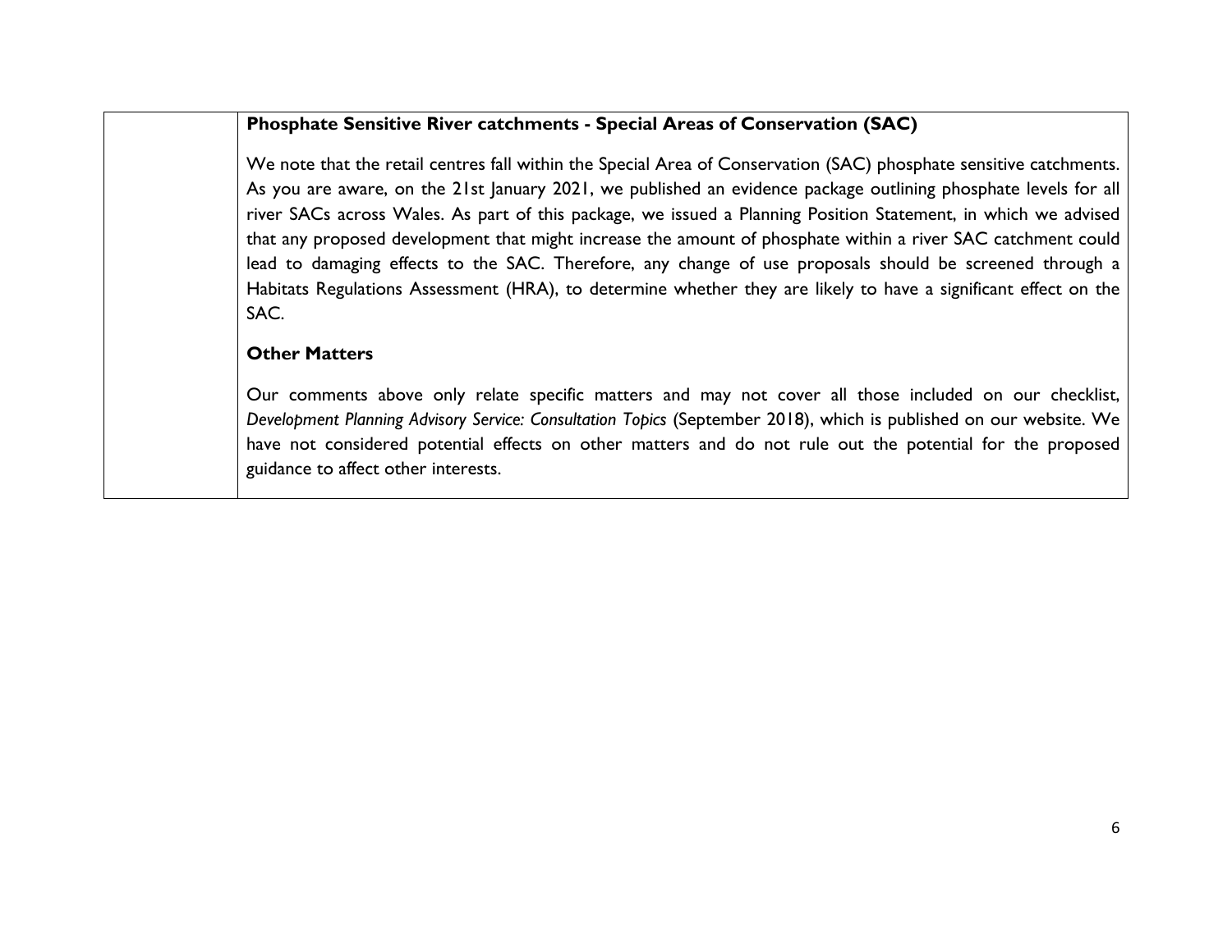| | |
|---|---|
| | **Phosphate Sensitive River catchments - Special Areas of Conservation (SAC)**<br><br>We note that the retail centres fall within the Special Area of Conservation (SAC) phosphate sensitive catchments. As you are aware, on the 21st January 2021, we published an evidence package outlining phosphate levels for all river SACs across Wales. As part of this package, we issued a Planning Position Statement, in which we advised that any proposed development that might increase the amount of phosphate within a river SAC catchment could lead to damaging effects to the SAC. Therefore, any change of use proposals should be screened through a Habitats Regulations Assessment (HRA), to determine whether they are likely to have a significant effect on the SAC.<br><br>**Other Matters**<br><br>Our comments above only relate specific matters and may not cover all those included on our checklist, *Development Planning Advisory Service: Consultation Topics* (September 2018), which is published on our website. We have not considered potential effects on other matters and do not rule out the potential for the proposed guidance to affect other interests. |